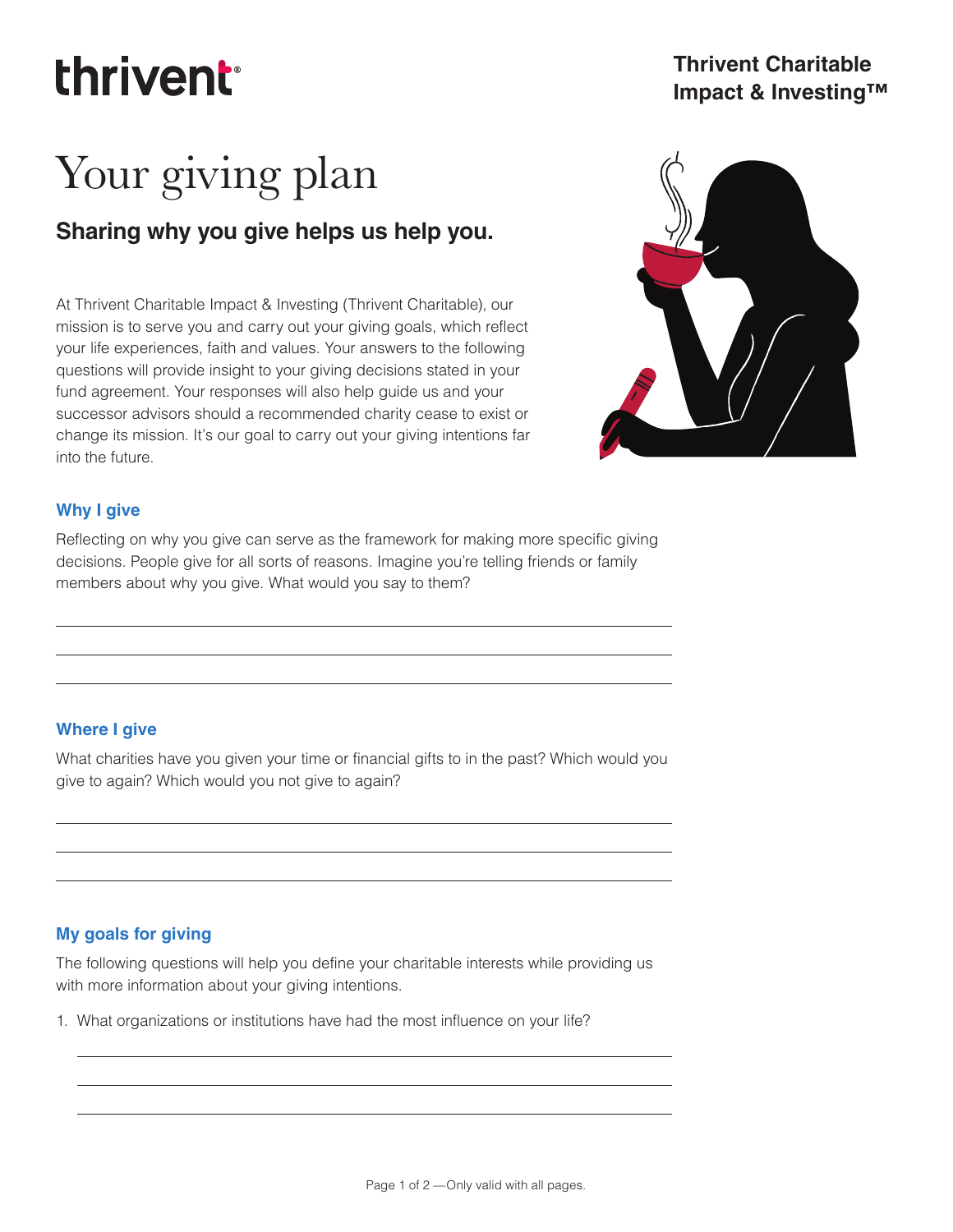thrivent

**Thrivent Charitable Impact & Investing™**

# Your giving plan

## Sharing why you give helps us help you.

At Thrivent Charitable Impact & Investing (Thrivent Charitable), our mission is to serve you and carry out your giving goals, which reflect your life experiences, faith and values. Your answers to the following questions will provide insight to your giving decisions stated in your fund agreement. Your responses will also help guide us and your successor advisors should a recommended charity cease to exist or change its mission. It's our goal to carry out your giving intentions far into the future.

### Why I give

Reflecting on why you give can serve as the framework for making more specific giving decisions. People give for all sorts of reasons. Imagine you're telling friends or family members about why you give. What would you say to them?

___

___

___

### Where I give

What charities have you given your time or financial gifts to in the past? Which would you give to again? Which would you not give to again?

___

___

___

### My goals for giving

The following questions will help you define your charitable interests while providing us with more information about your giving intentions.

1. What organizations or institutions have had the most influence on your life?

___

___

___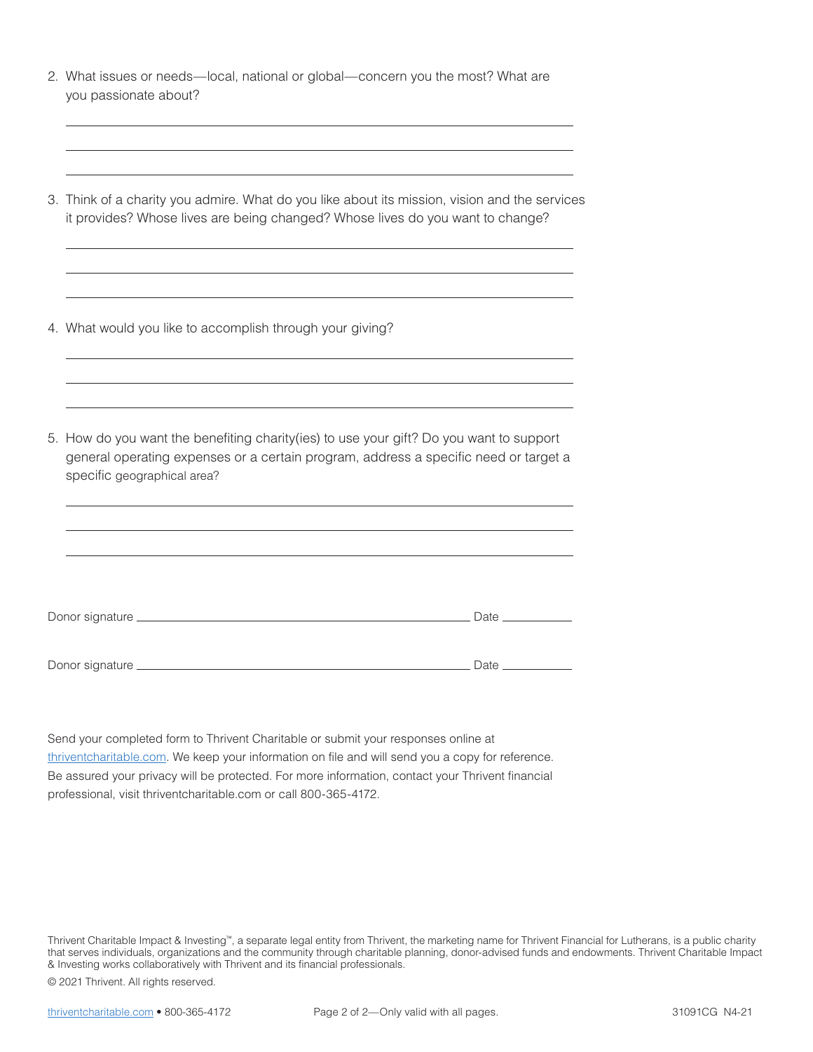2. What issues or needs—local, national or global—concern you the most? What are you passionate about?

\_\_\_\_\_\_\_\_\_\_\_\_\_\_\_\_\_\_\_\_\_\_\_\_\_\_\_\_\_\_\_\_\_\_\_\_\_\_\_\_\_\_\_\_\_\_\_\_\_\_\_\_\_\_\_\_\_\_\_\_

\_\_\_\_\_\_\_\_\_\_\_\_\_\_\_\_\_\_\_\_\_\_\_\_\_\_\_\_\_\_\_\_\_\_\_\_\_\_\_\_\_\_\_\_\_\_\_\_\_\_\_\_\_\_\_\_\_\_\_\_

\_\_\_\_\_\_\_\_\_\_\_\_\_\_\_\_\_\_\_\_\_\_\_\_\_\_\_\_\_\_\_\_\_\_\_\_\_\_\_\_\_\_\_\_\_\_\_\_\_\_\_\_\_\_\_\_\_\_\_\_

3. Think of a charity you admire. What do you like about its mission, vision and the services it provides? Whose lives are being changed? Whose lives do you want to change?

\_\_\_\_\_\_\_\_\_\_\_\_\_\_\_\_\_\_\_\_\_\_\_\_\_\_\_\_\_\_\_\_\_\_\_\_\_\_\_\_\_\_\_\_\_\_\_\_\_\_\_\_\_\_\_\_\_\_\_\_

\_\_\_\_\_\_\_\_\_\_\_\_\_\_\_\_\_\_\_\_\_\_\_\_\_\_\_\_\_\_\_\_\_\_\_\_\_\_\_\_\_\_\_\_\_\_\_\_\_\_\_\_\_\_\_\_\_\_\_\_

\_\_\_\_\_\_\_\_\_\_\_\_\_\_\_\_\_\_\_\_\_\_\_\_\_\_\_\_\_\_\_\_\_\_\_\_\_\_\_\_\_\_\_\_\_\_\_\_\_\_\_\_\_\_\_\_\_\_\_\_

4. What would you like to accomplish through your giving?

\_\_\_\_\_\_\_\_\_\_\_\_\_\_\_\_\_\_\_\_\_\_\_\_\_\_\_\_\_\_\_\_\_\_\_\_\_\_\_\_\_\_\_\_\_\_\_\_\_\_\_\_\_\_\_\_\_\_\_\_

\_\_\_\_\_\_\_\_\_\_\_\_\_\_\_\_\_\_\_\_\_\_\_\_\_\_\_\_\_\_\_\_\_\_\_\_\_\_\_\_\_\_\_\_\_\_\_\_\_\_\_\_\_\_\_\_\_\_\_\_

\_\_\_\_\_\_\_\_\_\_\_\_\_\_\_\_\_\_\_\_\_\_\_\_\_\_\_\_\_\_\_\_\_\_\_\_\_\_\_\_\_\_\_\_\_\_\_\_\_\_\_\_\_\_\_\_\_\_\_\_

5. How do you want the benefiting charity(ies) to use your gift? Do you want to support general operating expenses or a certain program, address a specific need or target a specific geographical area?

\_\_\_\_\_\_\_\_\_\_\_\_\_\_\_\_\_\_\_\_\_\_\_\_\_\_\_\_\_\_\_\_\_\_\_\_\_\_\_\_\_\_\_\_\_\_\_\_\_\_\_\_\_\_\_\_\_\_\_\_

\_\_\_\_\_\_\_\_\_\_\_\_\_\_\_\_\_\_\_\_\_\_\_\_\_\_\_\_\_\_\_\_\_\_\_\_\_\_\_\_\_\_\_\_\_\_\_\_\_\_\_\_\_\_\_\_\_\_\_\_

\_\_\_\_\_\_\_\_\_\_\_\_\_\_\_\_\_\_\_\_\_\_\_\_\_\_\_\_\_\_\_\_\_\_\_\_\_\_\_\_\_\_\_\_\_\_\_\_\_\_\_\_\_\_\_\_\_\_\_\_

Donor signature \_\_\_\_\_\_\_\_\_\_\_\_\_\_\_\_\_\_\_\_\_\_\_\_\_\_\_\_\_\_\_\_\_\_\_\_\_\_\_\_\_\_\_\_ Date \_\_\_\_\_\_\_\_\_\_

Donor signature \_\_\_\_\_\_\_\_\_\_\_\_\_\_\_\_\_\_\_\_\_\_\_\_\_\_\_\_\_\_\_\_\_\_\_\_\_\_\_\_\_\_\_\_ Date \_\_\_\_\_\_\_\_\_\_

Send your completed form to Thrivent Charitable or submit your responses online at thriventcharitable.com. We keep your information on file and will send you a copy for reference. Be assured your privacy will be protected. For more information, contact your Thrivent financial professional, visit thriventcharitable.com or call 800-365-4172.

Thrivent Charitable Impact & Investing™, a separate legal entity from Thrivent, the marketing name for Thrivent Financial for Lutherans, is a public charity that serves individuals, organizations and the community through charitable planning, donor-advised funds and endowments. Thrivent Charitable Impact & Investing works collaboratively with Thrivent and its financial professionals.

© 2021 Thrivent. All rights reserved.

thriventcharitable.com • 800-365-4172 Page 2 of 2—Only valid with all pages. 31091CG N4-21